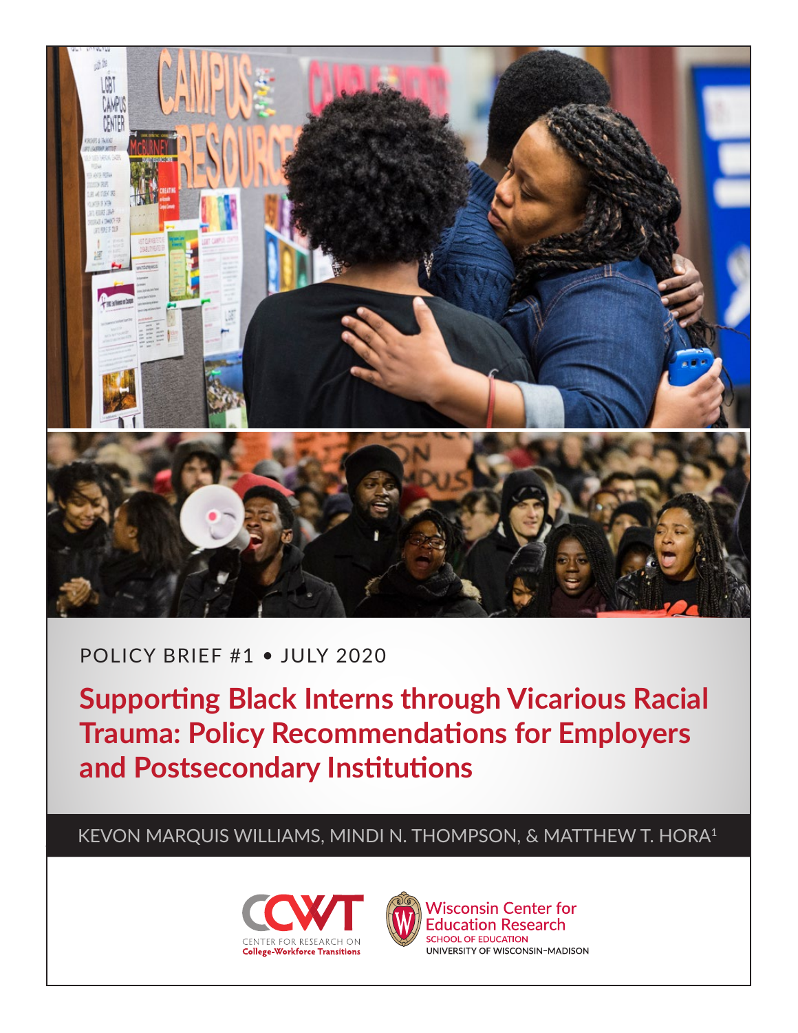POLICY BRIEF #1 • JULY 2020

# Supporting Black Interns through Vicarious Racial Trauma: Policy Recommendations for Employers and Postsecondary Institutions

KEVON MARQUIS WILLIAMS, MINDI N. THOMPSON, & MATTHEW T. HORA[1]

CCWT CENTER FOR RESEARCH ON College-Workforce Transitions

Wisconsin Center for Education Research
SCHOOL OF EDUCATION
UNIVERSITY OF WISCONSIN–MADISON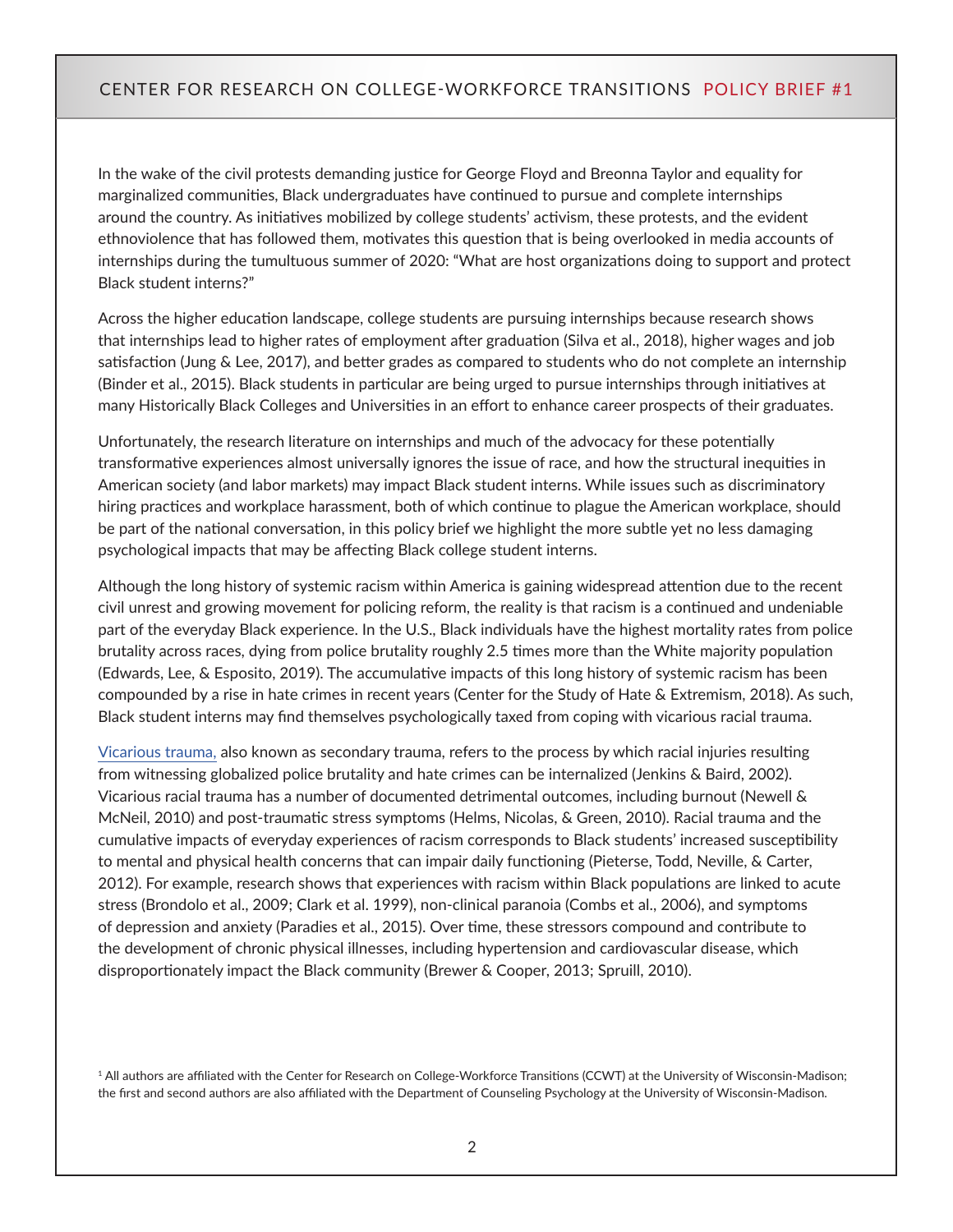In the wake of the civil protests demanding justice for George Floyd and Breonna Taylor and equality for marginalized communities, Black undergraduates have continued to pursue and complete internships around the country. As initiatives mobilized by college students' activism, these protests, and the evident ethnoviolence that has followed them, motivates this question that is being overlooked in media accounts of internships during the tumultuous summer of 2020: "What are host organizations doing to support and protect Black student interns?"

Across the higher education landscape, college students are pursuing internships because research shows that internships lead to higher rates of employment after graduation (Silva et al., 2018), higher wages and job satisfaction (Jung & Lee, 2017), and better grades as compared to students who do not complete an internship (Binder et al., 2015). Black students in particular are being urged to pursue internships through initiatives at many Historically Black Colleges and Universities in an effort to enhance career prospects of their graduates.

Unfortunately, the research literature on internships and much of the advocacy for these potentially transformative experiences almost universally ignores the issue of race, and how the structural inequities in American society (and labor markets) may impact Black student interns. While issues such as discriminatory hiring practices and workplace harassment, both of which continue to plague the American workplace, should be part of the national conversation, in this policy brief we highlight the more subtle yet no less damaging psychological impacts that may be affecting Black college student interns.

Although the long history of systemic racism within America is gaining widespread attention due to the recent civil unrest and growing movement for policing reform, the reality is that racism is a continued and undeniable part of the everyday Black experience. In the U.S., Black individuals have the highest mortality rates from police brutality across races, dying from police brutality roughly 2.5 times more than the White majority population (Edwards, Lee, & Esposito, 2019). The accumulative impacts of this long history of systemic racism has been compounded by a rise in hate crimes in recent years (Center for the Study of Hate & Extremism, 2018). As such, Black student interns may find themselves psychologically taxed from coping with vicarious racial trauma.

Vicarious trauma, also known as secondary trauma, refers to the process by which racial injuries resulting from witnessing globalized police brutality and hate crimes can be internalized (Jenkins & Baird, 2002). Vicarious racial trauma has a number of documented detrimental outcomes, including burnout (Newell & McNeil, 2010) and post-traumatic stress symptoms (Helms, Nicolas, & Green, 2010). Racial trauma and the cumulative impacts of everyday experiences of racism corresponds to Black students' increased susceptibility to mental and physical health concerns that can impair daily functioning (Pieterse, Todd, Neville, & Carter, 2012). For example, research shows that experiences with racism within Black populations are linked to acute stress (Brondolo et al., 2009; Clark et al. 1999), non-clinical paranoia (Combs et al., 2006), and symptoms of depression and anxiety (Paradies et al., 2015). Over time, these stressors compound and contribute to the development of chronic physical illnesses, including hypertension and cardiovascular disease, which disproportionately impact the Black community (Brewer & Cooper, 2013; Spruill, 2010).

[1] All authors are affiliated with the Center for Research on College-Workforce Transitions (CCWT) at the University of Wisconsin-Madison; the first and second authors are also affiliated with the Department of Counseling Psychology at the University of Wisconsin-Madison.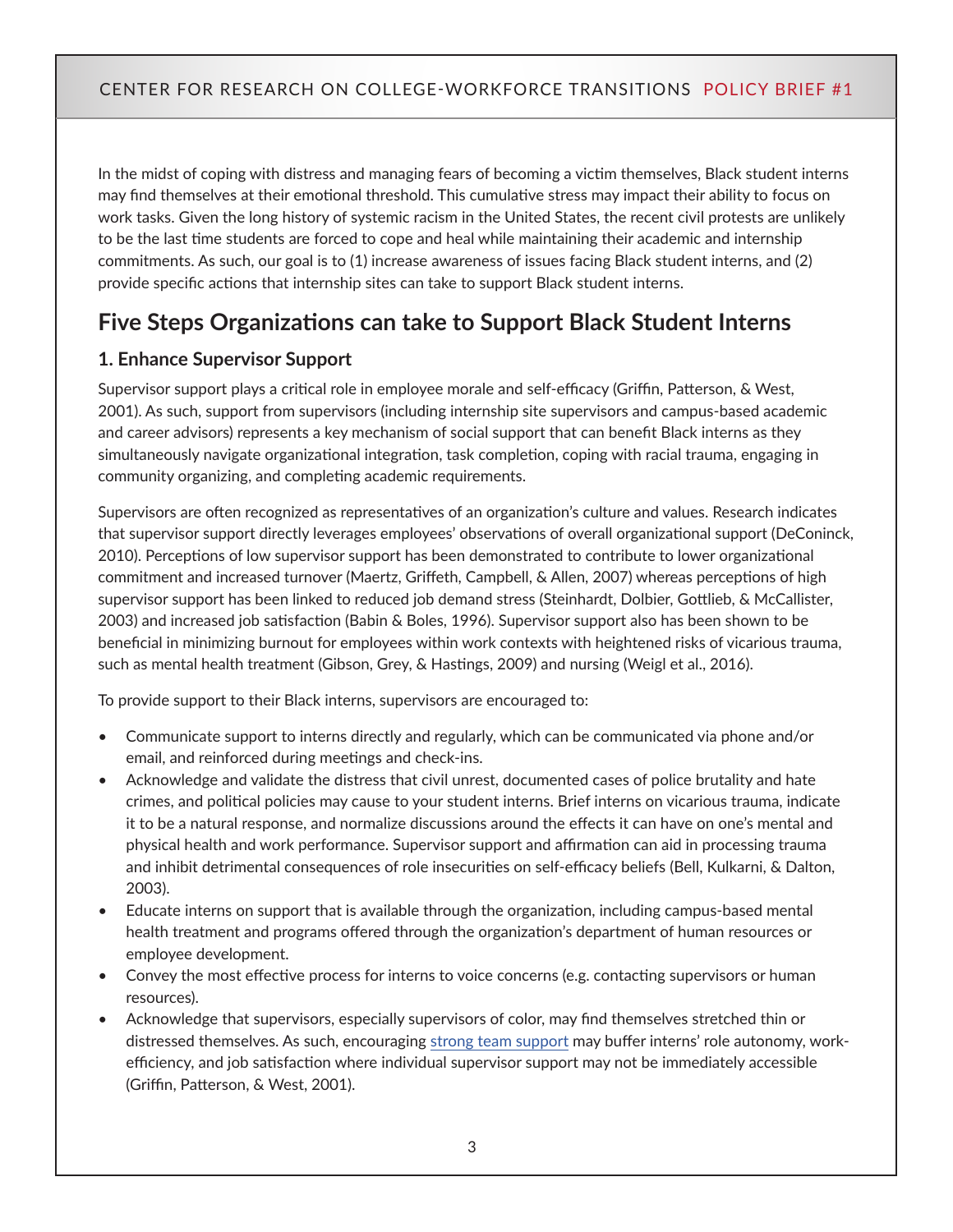In the midst of coping with distress and managing fears of becoming a victim themselves, Black student interns may find themselves at their emotional threshold. This cumulative stress may impact their ability to focus on work tasks. Given the long history of systemic racism in the United States, the recent civil protests are unlikely to be the last time students are forced to cope and heal while maintaining their academic and internship commitments. As such, our goal is to (1) increase awareness of issues facing Black student interns, and (2) provide specific actions that internship sites can take to support Black student interns.

## Five Steps Organizations can take to Support Black Student Interns

### 1. Enhance Supervisor Support

Supervisor support plays a critical role in employee morale and self-efficacy (Griffin, Patterson, & West, 2001). As such, support from supervisors (including internship site supervisors and campus-based academic and career advisors) represents a key mechanism of social support that can benefit Black interns as they simultaneously navigate organizational integration, task completion, coping with racial trauma, engaging in community organizing, and completing academic requirements.

Supervisors are often recognized as representatives of an organization's culture and values. Research indicates that supervisor support directly leverages employees' observations of overall organizational support (DeConinck, 2010). Perceptions of low supervisor support has been demonstrated to contribute to lower organizational commitment and increased turnover (Maertz, Griffeth, Campbell, & Allen, 2007) whereas perceptions of high supervisor support has been linked to reduced job demand stress (Steinhardt, Dolbier, Gottlieb, & McCallister, 2003) and increased job satisfaction (Babin & Boles, 1996). Supervisor support also has been shown to be beneficial in minimizing burnout for employees within work contexts with heightened risks of vicarious trauma, such as mental health treatment (Gibson, Grey, & Hastings, 2009) and nursing (Weigl et al., 2016).

To provide support to their Black interns, supervisors are encouraged to:

- Communicate support to interns directly and regularly, which can be communicated via phone and/or email, and reinforced during meetings and check-ins.
- Acknowledge and validate the distress that civil unrest, documented cases of police brutality and hate crimes, and political policies may cause to your student interns. Brief interns on vicarious trauma, indicate it to be a natural response, and normalize discussions around the effects it can have on one's mental and physical health and work performance. Supervisor support and affirmation can aid in processing trauma and inhibit detrimental consequences of role insecurities on self-efficacy beliefs (Bell, Kulkarni, & Dalton, 2003).
- Educate interns on support that is available through the organization, including campus-based mental health treatment and programs offered through the organization's department of human resources or employee development.
- Convey the most effective process for interns to voice concerns (e.g. contacting supervisors or human resources).
- Acknowledge that supervisors, especially supervisors of color, may find themselves stretched thin or distressed themselves. As such, encouraging strong team support may buffer interns' role autonomy, work-efficiency, and job satisfaction where individual supervisor support may not be immediately accessible (Griffin, Patterson, & West, 2001).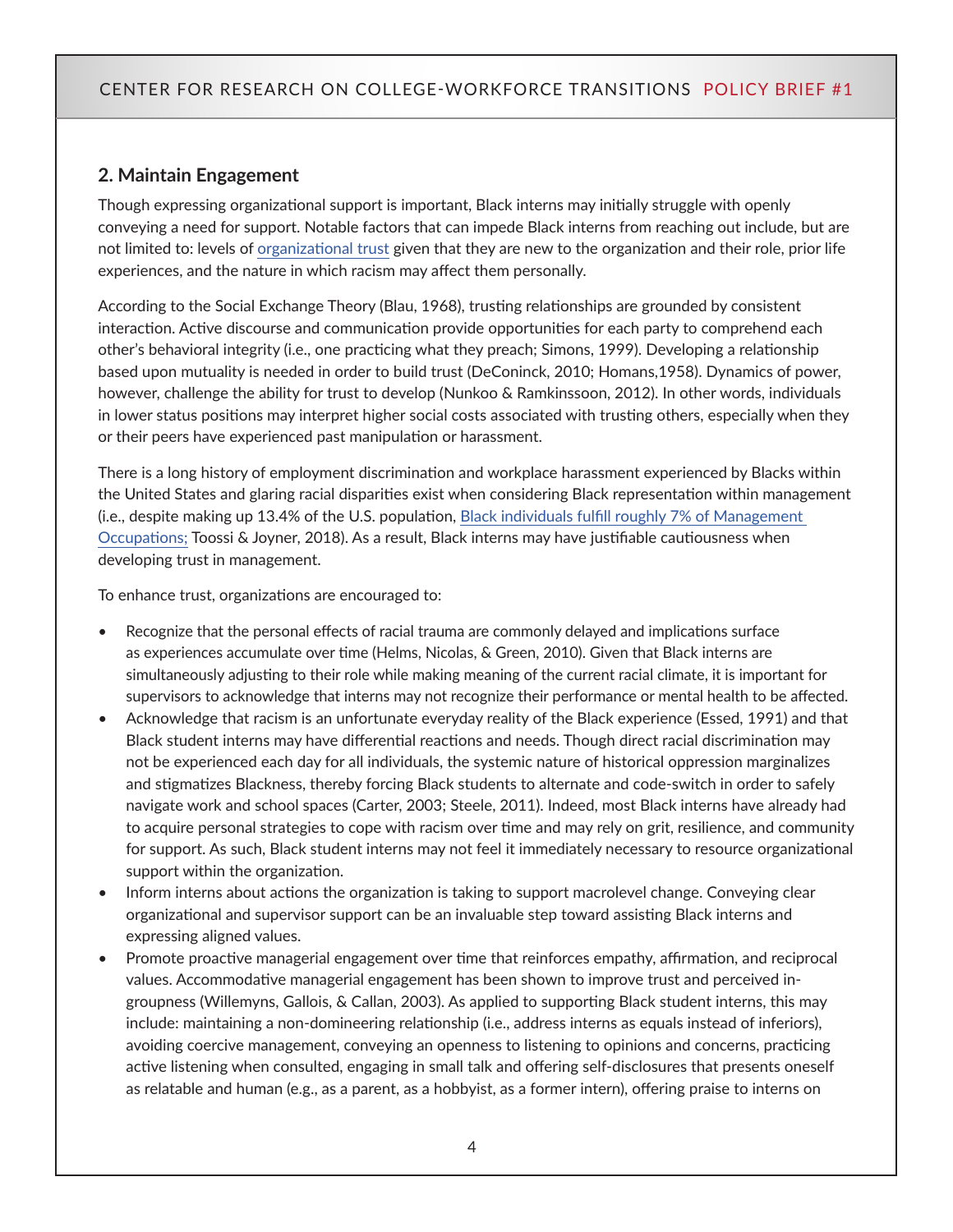## 2. Maintain Engagement

Though expressing organizational support is important, Black interns may initially struggle with openly conveying a need for support. Notable factors that can impede Black interns from reaching out include, but are not limited to: levels of organizational trust given that they are new to the organization and their role, prior life experiences, and the nature in which racism may affect them personally.

According to the Social Exchange Theory (Blau, 1968), trusting relationships are grounded by consistent interaction. Active discourse and communication provide opportunities for each party to comprehend each other's behavioral integrity (i.e., one practicing what they preach; Simons, 1999). Developing a relationship based upon mutuality is needed in order to build trust (DeConinck, 2010; Homans,1958). Dynamics of power, however, challenge the ability for trust to develop (Nunkoo & Ramkinssoon, 2012). In other words, individuals in lower status positions may interpret higher social costs associated with trusting others, especially when they or their peers have experienced past manipulation or harassment.

There is a long history of employment discrimination and workplace harassment experienced by Blacks within the United States and glaring racial disparities exist when considering Black representation within management (i.e., despite making up 13.4% of the U.S. population, Black individuals fulfill roughly 7% of Management Occupations; Toossi & Joyner, 2018). As a result, Black interns may have justifiable cautiousness when developing trust in management.

To enhance trust, organizations are encouraged to:

- Recognize that the personal effects of racial trauma are commonly delayed and implications surface as experiences accumulate over time (Helms, Nicolas, & Green, 2010). Given that Black interns are simultaneously adjusting to their role while making meaning of the current racial climate, it is important for supervisors to acknowledge that interns may not recognize their performance or mental health to be affected.
- Acknowledge that racism is an unfortunate everyday reality of the Black experience (Essed, 1991) and that Black student interns may have differential reactions and needs. Though direct racial discrimination may not be experienced each day for all individuals, the systemic nature of historical oppression marginalizes and stigmatizes Blackness, thereby forcing Black students to alternate and code-switch in order to safely navigate work and school spaces (Carter, 2003; Steele, 2011). Indeed, most Black interns have already had to acquire personal strategies to cope with racism over time and may rely on grit, resilience, and community for support. As such, Black student interns may not feel it immediately necessary to resource organizational support within the organization.
- Inform interns about actions the organization is taking to support macrolevel change. Conveying clear organizational and supervisor support can be an invaluable step toward assisting Black interns and expressing aligned values.
- Promote proactive managerial engagement over time that reinforces empathy, affirmation, and reciprocal values. Accommodative managerial engagement has been shown to improve trust and perceived in-groupness (Willemyns, Gallois, & Callan, 2003). As applied to supporting Black student interns, this may include: maintaining a non-domineering relationship (i.e., address interns as equals instead of inferiors), avoiding coercive management, conveying an openness to listening to opinions and concerns, practicing active listening when consulted, engaging in small talk and offering self-disclosures that presents oneself as relatable and human (e.g., as a parent, as a hobbyist, as a former intern), offering praise to interns on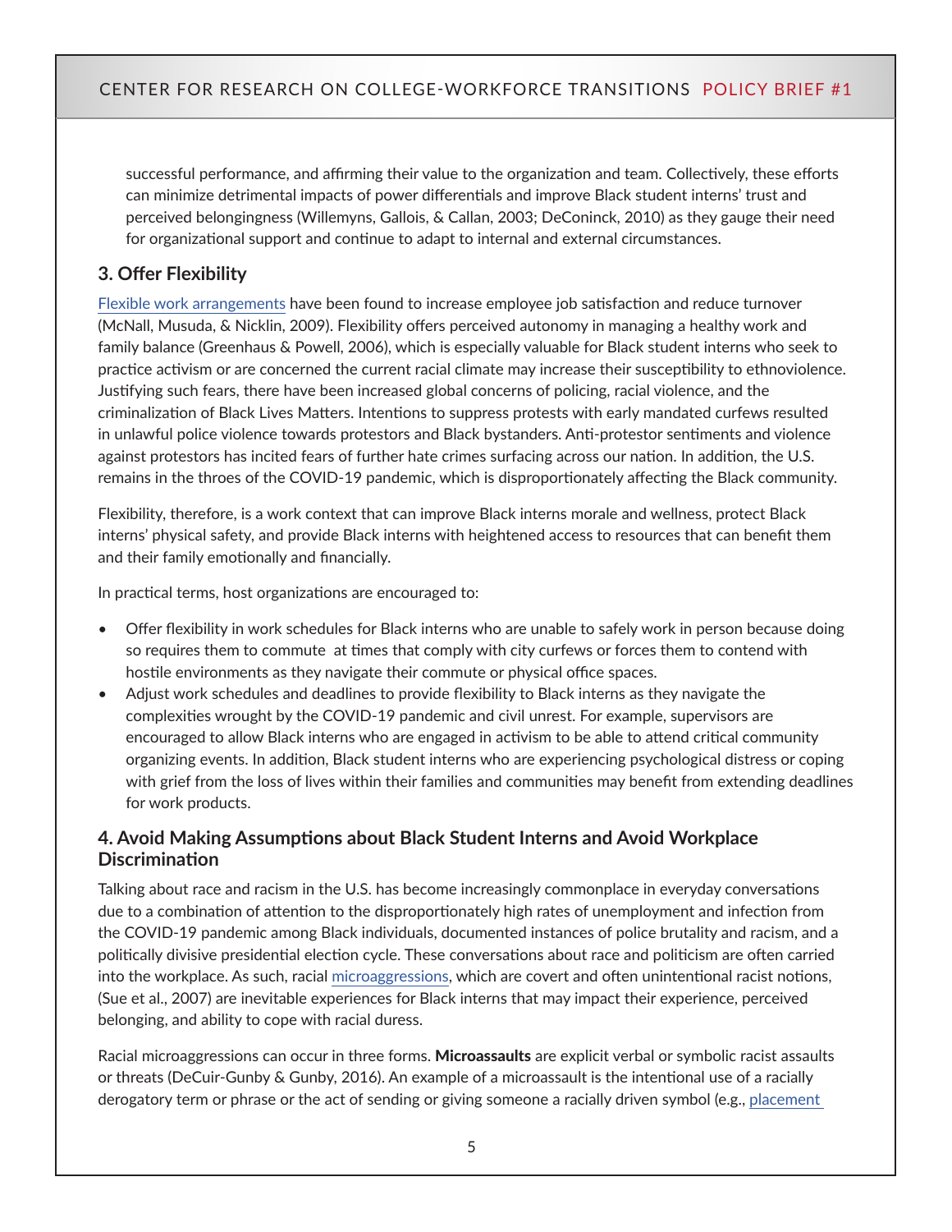successful performance, and affirming their value to the organization and team. Collectively, these efforts can minimize detrimental impacts of power differentials and improve Black student interns' trust and perceived belongingness (Willemyns, Gallois, & Callan, 2003; DeConinck, 2010) as they gauge their need for organizational support and continue to adapt to internal and external circumstances.

### 3. Offer Flexibility

Flexible work arrangements have been found to increase employee job satisfaction and reduce turnover (McNall, Musuda, & Nicklin, 2009). Flexibility offers perceived autonomy in managing a healthy work and family balance (Greenhaus & Powell, 2006), which is especially valuable for Black student interns who seek to practice activism or are concerned the current racial climate may increase their susceptibility to ethnoviolence. Justifying such fears, there have been increased global concerns of policing, racial violence, and the criminalization of Black Lives Matters. Intentions to suppress protests with early mandated curfews resulted in unlawful police violence towards protestors and Black bystanders. Anti-protestor sentiments and violence against protestors has incited fears of further hate crimes surfacing across our nation. In addition, the U.S. remains in the throes of the COVID-19 pandemic, which is disproportionately affecting the Black community.

Flexibility, therefore, is a work context that can improve Black interns morale and wellness, protect Black interns' physical safety, and provide Black interns with heightened access to resources that can benefit them and their family emotionally and financially.

In practical terms, host organizations are encouraged to:

- Offer flexibility in work schedules for Black interns who are unable to safely work in person because doing so requires them to commute at times that comply with city curfews or forces them to contend with hostile environments as they navigate their commute or physical office spaces.
- Adjust work schedules and deadlines to provide flexibility to Black interns as they navigate the complexities wrought by the COVID-19 pandemic and civil unrest. For example, supervisors are encouraged to allow Black interns who are engaged in activism to be able to attend critical community organizing events. In addition, Black student interns who are experiencing psychological distress or coping with grief from the loss of lives within their families and communities may benefit from extending deadlines for work products.

### 4. Avoid Making Assumptions about Black Student Interns and Avoid Workplace Discrimination

Talking about race and racism in the U.S. has become increasingly commonplace in everyday conversations due to a combination of attention to the disproportionately high rates of unemployment and infection from the COVID-19 pandemic among Black individuals, documented instances of police brutality and racism, and a politically divisive presidential election cycle. These conversations about race and politicism are often carried into the workplace. As such, racial microaggressions, which are covert and often unintentional racist notions, (Sue et al., 2007) are inevitable experiences for Black interns that may impact their experience, perceived belonging, and ability to cope with racial duress.

Racial microaggressions can occur in three forms. **Microassaults** are explicit verbal or symbolic racist assaults or threats (DeCuir-Gunby & Gunby, 2016). An example of a microassault is the intentional use of a racially derogatory term or phrase or the act of sending or giving someone a racially driven symbol (e.g., placement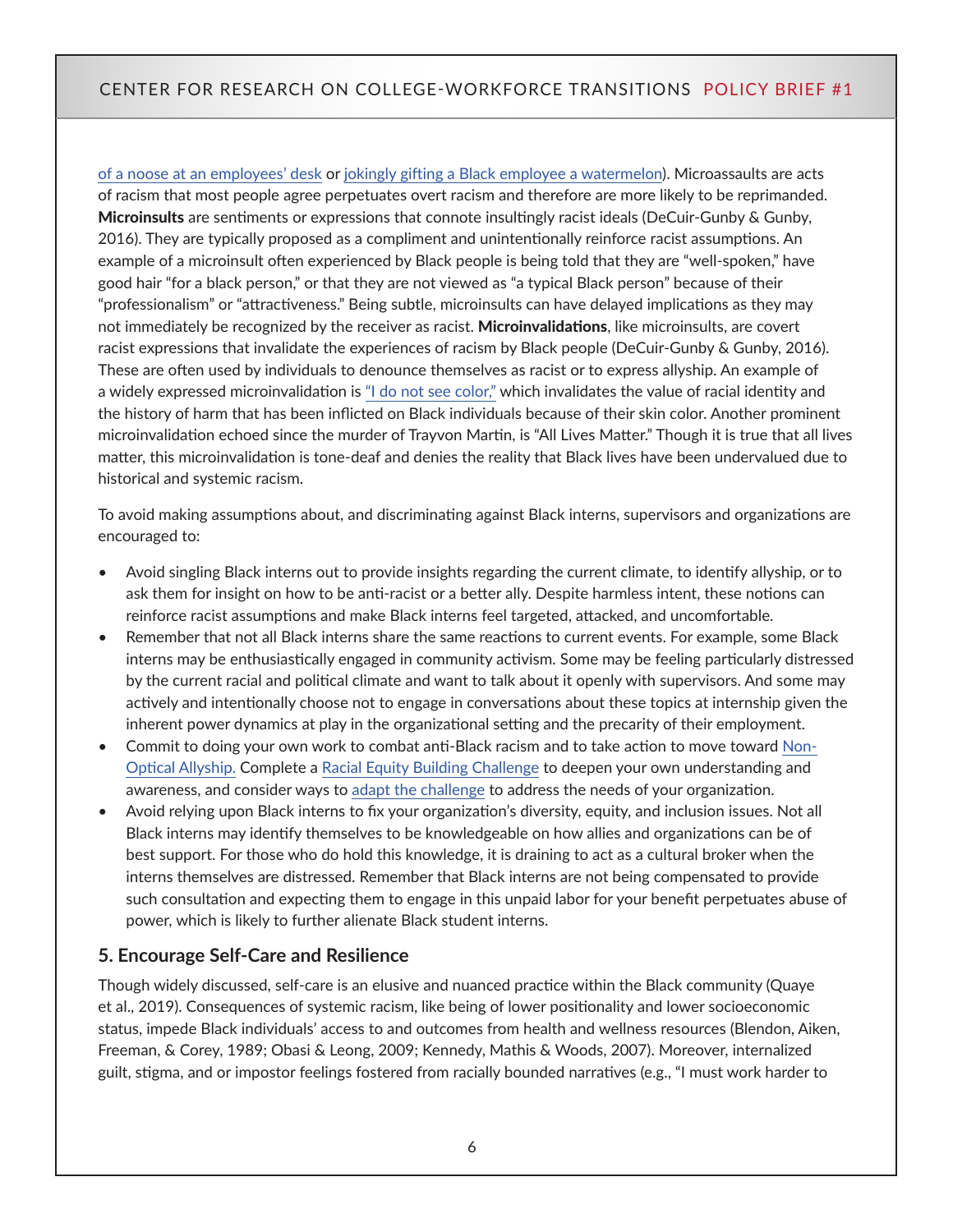of a noose at an employees' desk or jokingly gifting a Black employee a watermelon). Microassaults are acts of racism that most people agree perpetuates overt racism and therefore are more likely to be reprimanded. **Microinsults** are sentiments or expressions that connote insultingly racist ideals (DeCuir-Gunby & Gunby, 2016). They are typically proposed as a compliment and unintentionally reinforce racist assumptions. An example of a microinsult often experienced by Black people is being told that they are "well-spoken," have good hair "for a black person," or that they are not viewed as "a typical Black person" because of their "professionalism" or "attractiveness." Being subtle, microinsults can have delayed implications as they may not immediately be recognized by the receiver as racist. **Microinvalidations**, like microinsults, are covert racist expressions that invalidate the experiences of racism by Black people (DeCuir-Gunby & Gunby, 2016). These are often used by individuals to denounce themselves as racist or to express allyship. An example of a widely expressed microinvalidation is "I do not see color," which invalidates the value of racial identity and the history of harm that has been inflicted on Black individuals because of their skin color. Another prominent microinvalidation echoed since the murder of Trayvon Martin, is "All Lives Matter." Though it is true that all lives matter, this microinvalidation is tone-deaf and denies the reality that Black lives have been undervalued due to historical and systemic racism.

To avoid making assumptions about, and discriminating against Black interns, supervisors and organizations are encouraged to:

- Avoid singling Black interns out to provide insights regarding the current climate, to identify allyship, or to ask them for insight on how to be anti-racist or a better ally. Despite harmless intent, these notions can reinforce racist assumptions and make Black interns feel targeted, attacked, and uncomfortable.
- Remember that not all Black interns share the same reactions to current events. For example, some Black interns may be enthusiastically engaged in community activism. Some may be feeling particularly distressed by the current racial and political climate and want to talk about it openly with supervisors. And some may actively and intentionally choose not to engage in conversations about these topics at internship given the inherent power dynamics at play in the organizational setting and the precarity of their employment.
- Commit to doing your own work to combat anti-Black racism and to take action to move toward Non-Optical Allyship. Complete a Racial Equity Building Challenge to deepen your own understanding and awareness, and consider ways to adapt the challenge to address the needs of your organization.
- Avoid relying upon Black interns to fix your organization's diversity, equity, and inclusion issues. Not all Black interns may identify themselves to be knowledgeable on how allies and organizations can be of best support. For those who do hold this knowledge, it is draining to act as a cultural broker when the interns themselves are distressed. Remember that Black interns are not being compensated to provide such consultation and expecting them to engage in this unpaid labor for your benefit perpetuates abuse of power, which is likely to further alienate Black student interns.

## 5. Encourage Self-Care and Resilience

Though widely discussed, self-care is an elusive and nuanced practice within the Black community (Quaye et al., 2019). Consequences of systemic racism, like being of lower positionality and lower socioeconomic status, impede Black individuals' access to and outcomes from health and wellness resources (Blendon, Aiken, Freeman, & Corey, 1989; Obasi & Leong, 2009; Kennedy, Mathis & Woods, 2007). Moreover, internalized guilt, stigma, and or impostor feelings fostered from racially bounded narratives (e.g., "I must work harder to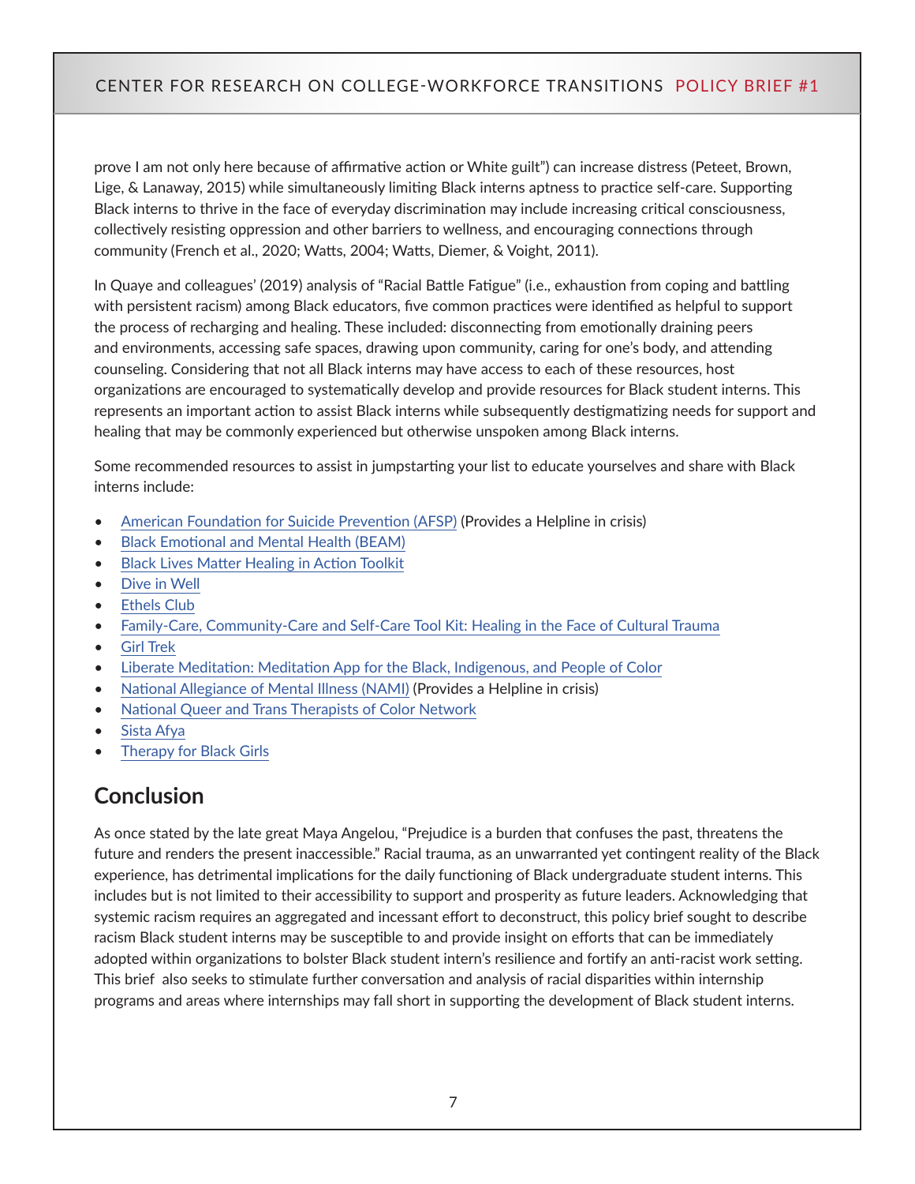prove I am not only here because of affirmative action or White guilt") can increase distress (Peteet, Brown, Lige, & Lanaway, 2015) while simultaneously limiting Black interns aptness to practice self-care. Supporting Black interns to thrive in the face of everyday discrimination may include increasing critical consciousness, collectively resisting oppression and other barriers to wellness, and encouraging connections through community (French et al., 2020; Watts, 2004; Watts, Diemer, & Voight, 2011).

In Quaye and colleagues' (2019) analysis of "Racial Battle Fatigue" (i.e., exhaustion from coping and battling with persistent racism) among Black educators, five common practices were identified as helpful to support the process of recharging and healing. These included: disconnecting from emotionally draining peers and environments, accessing safe spaces, drawing upon community, caring for one's body, and attending counseling. Considering that not all Black interns may have access to each of these resources, host organizations are encouraged to systematically develop and provide resources for Black student interns. This represents an important action to assist Black interns while subsequently destigmatizing needs for support and healing that may be commonly experienced but otherwise unspoken among Black interns.

Some recommended resources to assist in jumpstarting your list to educate yourselves and share with Black interns include:

- American Foundation for Suicide Prevention (AFSP) (Provides a Helpline in crisis)
- Black Emotional and Mental Health (BEAM)
- Black Lives Matter Healing in Action Toolkit
- Dive in Well
- Ethels Club
- Family-Care, Community-Care and Self-Care Tool Kit: Healing in the Face of Cultural Trauma
- Girl Trek
- Liberate Meditation: Meditation App for the Black, Indigenous, and People of Color
- National Allegiance of Mental Illness (NAMI) (Provides a Helpline in crisis)
- National Queer and Trans Therapists of Color Network
- Sista Afya
- Therapy for Black Girls

## Conclusion

As once stated by the late great Maya Angelou, "Prejudice is a burden that confuses the past, threatens the future and renders the present inaccessible." Racial trauma, as an unwarranted yet contingent reality of the Black experience, has detrimental implications for the daily functioning of Black undergraduate student interns. This includes but is not limited to their accessibility to support and prosperity as future leaders. Acknowledging that systemic racism requires an aggregated and incessant effort to deconstruct, this policy brief sought to describe racism Black student interns may be susceptible to and provide insight on efforts that can be immediately adopted within organizations to bolster Black student intern's resilience and fortify an anti-racist work setting. This brief also seeks to stimulate further conversation and analysis of racial disparities within internship programs and areas where internships may fall short in supporting the development of Black student interns.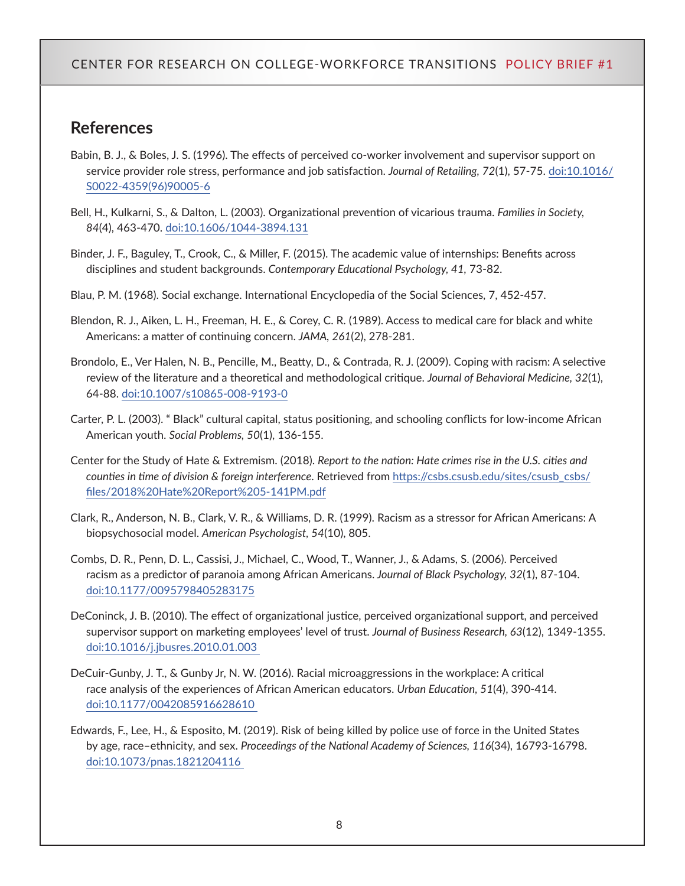## References

Babin, B. J., & Boles, J. S. (1996). The effects of perceived co-worker involvement and supervisor support on service provider role stress, performance and job satisfaction. *Journal of Retailing*, *72*(1), 57-75. doi:10.1016/S0022-4359(96)90005-6

Bell, H., Kulkarni, S., & Dalton, L. (2003). Organizational prevention of vicarious trauma. *Families in Society*, *84*(4), 463-470. doi:10.1606/1044-3894.131

Binder, J. F., Baguley, T., Crook, C., & Miller, F. (2015). The academic value of internships: Benefits across disciplines and student backgrounds. *Contemporary Educational Psychology*, *41*, 73-82.

Blau, P. M. (1968). Social exchange. International Encyclopedia of the Social Sciences, 7, 452-457.

Blendon, R. J., Aiken, L. H., Freeman, H. E., & Corey, C. R. (1989). Access to medical care for black and white Americans: a matter of continuing concern. *JAMA*, *261*(2), 278-281.

Brondolo, E., Ver Halen, N. B., Pencille, M., Beatty, D., & Contrada, R. J. (2009). Coping with racism: A selective review of the literature and a theoretical and methodological critique. *Journal of Behavioral Medicine*, *32*(1), 64-88. doi:10.1007/s10865-008-9193-0

Carter, P. L. (2003). " Black" cultural capital, status positioning, and schooling conflicts for low-income African American youth. *Social Problems*, *50*(1), 136-155.

Center for the Study of Hate & Extremism. (2018). *Report to the nation: Hate crimes rise in the U.S. cities and counties in time of division & foreign interference*. Retrieved from https://csbs.csusb.edu/sites/csusb_csbs/files/2018%20Hate%20Report%205-141PM.pdf

Clark, R., Anderson, N. B., Clark, V. R., & Williams, D. R. (1999). Racism as a stressor for African Americans: A biopsychosocial model. *American Psychologist*, *54*(10), 805.

Combs, D. R., Penn, D. L., Cassisi, J., Michael, C., Wood, T., Wanner, J., & Adams, S. (2006). Perceived racism as a predictor of paranoia among African Americans. *Journal of Black Psychology*, *32*(1), 87-104. doi:10.1177/0095798405283175

DeConinck, J. B. (2010). The effect of organizational justice, perceived organizational support, and perceived supervisor support on marketing employees' level of trust. *Journal of Business Research*, *63*(12), 1349-1355. doi:10.1016/j.jbusres.2010.01.003

DeCuir-Gunby, J. T., & Gunby Jr, N. W. (2016). Racial microaggressions in the workplace: A critical race analysis of the experiences of African American educators. *Urban Education*, *51*(4), 390-414. doi:10.1177/0042085916628610

Edwards, F., Lee, H., & Esposito, M. (2019). Risk of being killed by police use of force in the United States by age, race–ethnicity, and sex. *Proceedings of the National Academy of Sciences*, *116*(34), 16793-16798. doi:10.1073/pnas.1821204116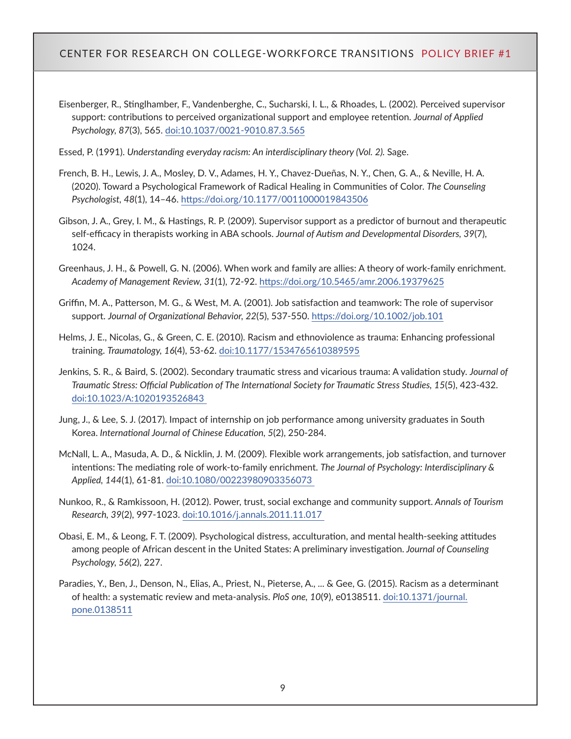Eisenberger, R., Stinglhamber, F., Vandenberghe, C., Sucharski, I. L., & Rhoades, L. (2002). Perceived supervisor support: contributions to perceived organizational support and employee retention. *Journal of Applied Psychology, 87*(3), 565. doi:10.1037/0021-9010.87.3.565

Essed, P. (1991). *Understanding everyday racism: An interdisciplinary theory (Vol. 2).* Sage.

French, B. H., Lewis, J. A., Mosley, D. V., Adames, H. Y., Chavez-Dueñas, N. Y., Chen, G. A., & Neville, H. A. (2020). Toward a Psychological Framework of Radical Healing in Communities of Color. *The Counseling Psychologist, 48*(1), 14–46. https://doi.org/10.1177/0011000019843506

Gibson, J. A., Grey, I. M., & Hastings, R. P. (2009). Supervisor support as a predictor of burnout and therapeutic self-efficacy in therapists working in ABA schools. *Journal of Autism and Developmental Disorders, 39*(7), 1024.

Greenhaus, J. H., & Powell, G. N. (2006). When work and family are allies: A theory of work-family enrichment. *Academy of Management Review, 31*(1), 72-92. https://doi.org/10.5465/amr.2006.19379625

Griffin, M. A., Patterson, M. G., & West, M. A. (2001). Job satisfaction and teamwork: The role of supervisor support. *Journal of Organizational Behavior, 22*(5), 537-550. https://doi.org/10.1002/job.101

Helms, J. E., Nicolas, G., & Green, C. E. (2010). Racism and ethnoviolence as trauma: Enhancing professional training. *Traumatology, 16*(4), 53-62. doi:10.1177/1534765610389595

Jenkins, S. R., & Baird, S. (2002). Secondary traumatic stress and vicarious trauma: A validation study. *Journal of Traumatic Stress: Official Publication of The International Society for Traumatic Stress Studies, 15*(5), 423-432. doi:10.1023/A:1020193526843

Jung, J., & Lee, S. J. (2017). Impact of internship on job performance among university graduates in South Korea. *International Journal of Chinese Education, 5*(2), 250-284.

McNall, L. A., Masuda, A. D., & Nicklin, J. M. (2009). Flexible work arrangements, job satisfaction, and turnover intentions: The mediating role of work-to-family enrichment. *The Journal of Psychology: Interdisciplinary & Applied, 144*(1), 61-81. doi:10.1080/00223980903356073

Nunkoo, R., & Ramkissoon, H. (2012). Power, trust, social exchange and community support. *Annals of Tourism Research, 39*(2), 997-1023. doi:10.1016/j.annals.2011.11.017

Obasi, E. M., & Leong, F. T. (2009). Psychological distress, acculturation, and mental health-seeking attitudes among people of African descent in the United States: A preliminary investigation. *Journal of Counseling Psychology, 56*(2), 227.

Paradies, Y., Ben, J., Denson, N., Elias, A., Priest, N., Pieterse, A., ... & Gee, G. (2015). Racism as a determinant of health: a systematic review and meta-analysis. *PloS one, 10*(9), e0138511. doi:10.1371/journal.pone.0138511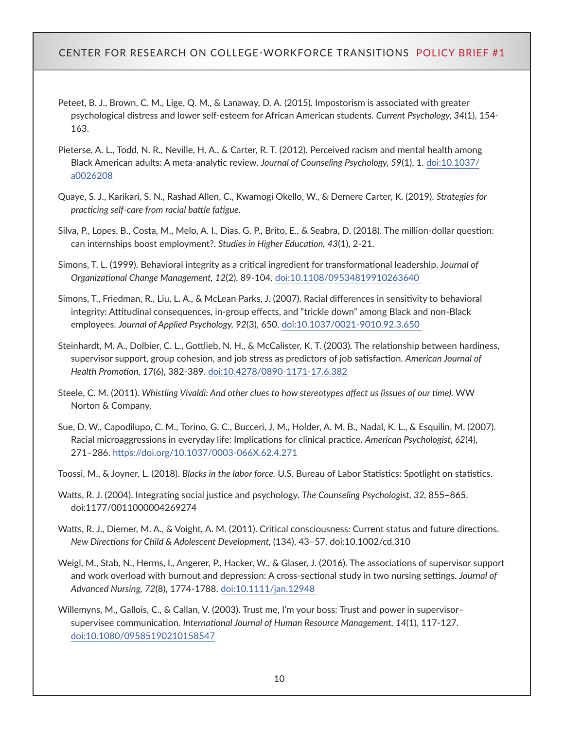Peteet, B. J., Brown, C. M., Lige, Q. M., & Lanaway, D. A. (2015). Impostorism is associated with greater psychological distress and lower self-esteem for African American students. *Current Psychology, 34*(1), 154-163.

Pieterse, A. L., Todd, N. R., Neville, H. A., & Carter, R. T. (2012). Perceived racism and mental health among Black American adults: A meta-analytic review. *Journal of Counseling Psychology, 59*(1), 1. doi:10.1037/a0026208

Quaye, S. J., Karikari, S. N., Rashad Allen, C., Kwamogi Okello, W., & Demere Carter, K. (2019). *Strategies for practicing self-care from racial battle fatigue.*

Silva, P., Lopes, B., Costa, M., Melo, A. I., Dias, G. P., Brito, E., & Seabra, D. (2018). The million-dollar question: can internships boost employment?. *Studies in Higher Education, 43*(1), 2-21.

Simons, T. L. (1999). Behavioral integrity as a critical ingredient for transformational leadership. *Journal of Organizational Change Management, 12*(2), 89-104. doi:10.1108/09534819910263640

Simons, T., Friedman, R., Liu, L. A., & McLean Parks, J. (2007). Racial differences in sensitivity to behavioral integrity: Attitudinal consequences, in-group effects, and "trickle down" among Black and non-Black employees. *Journal of Applied Psychology, 92*(3), 650. doi:10.1037/0021-9010.92.3.650

Steinhardt, M. A., Dolbier, C. L., Gottlieb, N. H., & McCalister, K. T. (2003). The relationship between hardiness, supervisor support, group cohesion, and job stress as predictors of job satisfaction. *American Journal of Health Promotion, 17*(6), 382-389. doi:10.4278/0890-1171-17.6.382

Steele, C. M. (2011). *Whistling Vivaldi: And other clues to how stereotypes affect us (issues of our time).* WW Norton & Company.

Sue, D. W., Capodilupo, C. M., Torino, G. C., Bucceri, J. M., Holder, A. M. B., Nadal, K. L., & Esquilin, M. (2007). Racial microaggressions in everyday life: Implications for clinical practice. *American Psychologist, 62*(4), 271–286. https://doi.org/10.1037/0003-066X.62.4.271

Toossi, M., & Joyner, L. (2018). *Blacks in the labor force.* U.S. Bureau of Labor Statistics: Spotlight on statistics.

Watts, R. J. (2004). Integrating social justice and psychology. *The Counseling Psychologist, 32*, 855–865. doi:1177/0011000004269274

Watts, R. J., Diemer, M. A., & Voight, A. M. (2011). Critical consciousness: Current status and future directions. *New Directions for Child & Adolescent Development*, (134), 43–57. doi:10.1002/cd.310

Weigl, M., Stab, N., Herms, I., Angerer, P., Hacker, W., & Glaser, J. (2016). The associations of supervisor support and work overload with burnout and depression: A cross-sectional study in two nursing settings. *Journal of Advanced Nursing, 72*(8), 1774-1788. doi:10.1111/jan.12948

Willemyns, M., Gallois, C., & Callan, V. (2003). Trust me, I'm your boss: Trust and power in supervisor–supervisee communication. *International Journal of Human Resource Management, 14*(1), 117-127. doi:10.1080/09585190210158547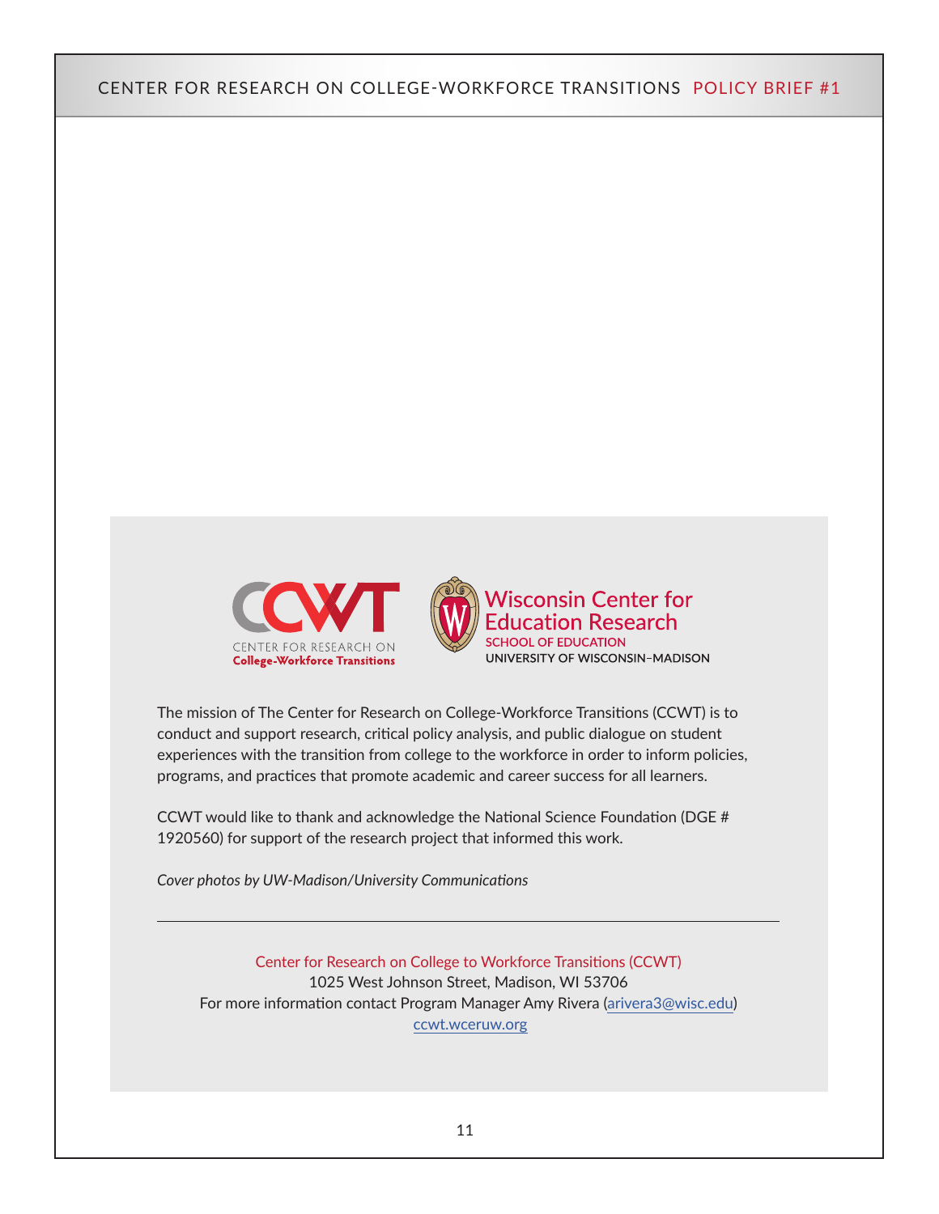CENTER FOR RESEARCH ON College-Workforce Transitions

Wisconsin Center for Education Research
SCHOOL OF EDUCATION
UNIVERSITY OF WISCONSIN–MADISON

The mission of The Center for Research on College-Workforce Transitions (CCWT) is to conduct and support research, critical policy analysis, and public dialogue on student experiences with the transition from college to the workforce in order to inform policies, programs, and practices that promote academic and career success for all learners.

CCWT would like to thank and acknowledge the National Science Foundation (DGE # 1920560) for support of the research project that informed this work.

*Cover photos by UW-Madison/University Communications*

---

Center for Research on College to Workforce Transitions (CCWT)
1025 West Johnson Street, Madison, WI 53706
For more information contact Program Manager Amy Rivera (arivera3@wisc.edu)
ccwt.wceruw.org